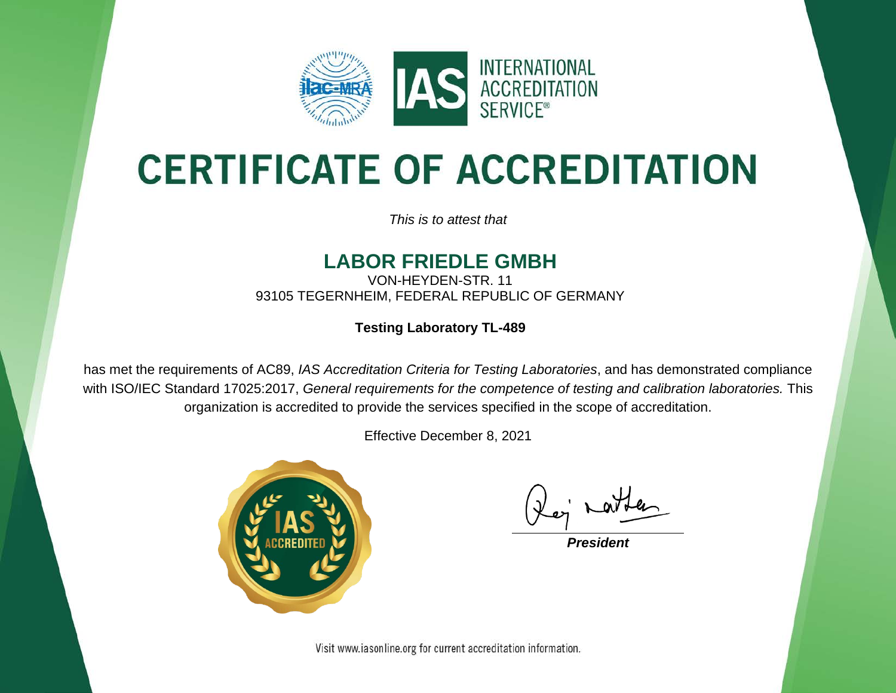INTERNATIONAL ACCREDITATION SERVICE®

# CERTIFICATE OF ACCREDITATION

*This is to attest that*

## LABOR FRIEDLE GMBH

VON-HEYDEN-STR. 11
93105 TEGERNHEIM, FEDERAL REPUBLIC OF GERMANY

**Testing Laboratory TL-489**

has met the requirements of AC89, *IAS Accreditation Criteria for Testing Laboratories*, and has demonstrated compliance with ISO/IEC Standard 17025:2017, *General requirements for the competence of testing and calibration laboratories.* This organization is accredited to provide the services specified in the scope of accreditation.

Effective December 8, 2021

IAS ACCREDITED

***President***

Visit www.iasonline.org for current accreditation information.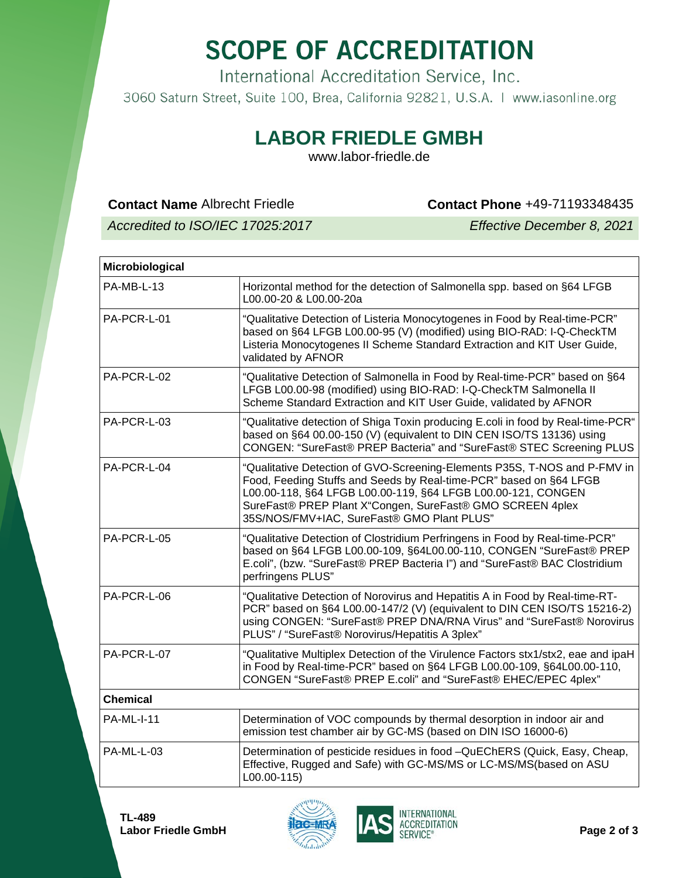# SCOPE OF ACCREDITATION

International Accreditation Service, Inc.

3060 Saturn Street, Suite 100, Brea, California 92821, U.S.A. | www.iasonline.org

## LABOR FRIEDLE GMBH

www.labor-friedle.de

**Contact Name** Albrecht Friedle **Contact Phone** +49-71193348435

*Accredited to ISO/IEC 17025:2017* *Effective December 8, 2021*

| **Microbiological** | |
|---|---|
| PA-MB-L-13 | Horizontal method for the detection of Salmonella spp. based on §64 LFGB L00.00-20 & L00.00-20a |
| PA-PCR-L-01 | "Qualitative Detection of Listeria Monocytogenes in Food by Real-time-PCR" based on §64 LFGB L00.00-95 (V) (modified) using BIO-RAD: I-Q-CheckTM Listeria Monocytogenes II Scheme Standard Extraction and KIT User Guide, validated by AFNOR |
| PA-PCR-L-02 | "Qualitative Detection of Salmonella in Food by Real-time-PCR" based on §64 LFGB L00.00-98 (modified) using BIO-RAD: I-Q-CheckTM Salmonella II Scheme Standard Extraction and KIT User Guide, validated by AFNOR |
| PA-PCR-L-03 | "Qualitative detection of Shiga Toxin producing E.coli in food by Real-time-PCR" based on §64 00.00-150 (V) (equivalent to DIN CEN ISO/TS 13136) using CONGEN: "SureFast® PREP Bacteria" and "SureFast® STEC Screening PLUS |
| PA-PCR-L-04 | "Qualitative Detection of GVO-Screening-Elements P35S, T-NOS and P-FMV in Food, Feeding Stuffs and Seeds by Real-time-PCR" based on §64 LFGB L00.00-118, §64 LFGB L00.00-119, §64 LFGB L00.00-121, CONGEN SureFast® PREP Plant X"Congen, SureFast® GMO SCREEN 4plex 35S/NOS/FMV+IAC, SureFast® GMO Plant PLUS" |
| PA-PCR-L-05 | "Qualitative Detection of Clostridium Perfringens in Food by Real-time-PCR" based on §64 LFGB L00.00-109, §64L00.00-110, CONGEN "SureFast® PREP E.coli", (bzw. "SureFast® PREP Bacteria I") and "SureFast® BAC Clostridium perfringens PLUS" |
| PA-PCR-L-06 | "Qualitative Detection of Norovirus and Hepatitis A in Food by Real-time-RT-PCR" based on §64 L00.00-147/2 (V) (equivalent to DIN CEN ISO/TS 15216-2) using CONGEN: "SureFast® PREP DNA/RNA Virus" and "SureFast® Norovirus PLUS" / "SureFast® Norovirus/Hepatitis A 3plex" |
| PA-PCR-L-07 | "Qualitative Multiplex Detection of the Virulence Factors stx1/stx2, eae and ipaH in Food by Real-time-PCR" based on §64 LFGB L00.00-109, §64L00.00-110, CONGEN "SureFast® PREP E.coli" and "SureFast® EHEC/EPEC 4plex" |
| **Chemical** | |
| PA-ML-I-11 | Determination of VOC compounds by thermal desorption in indoor air and emission test chamber air by GC-MS (based on DIN ISO 16000-6) |
| PA-ML-L-03 | Determination of pesticide residues in food –QuEChERS (Quick, Easy, Cheap, Effective, Rugged and Safe) with GC-MS/MS or LC-MS/MS(based on ASU L00.00-115) |

**TL-489**
**Labor Friedle GmbH**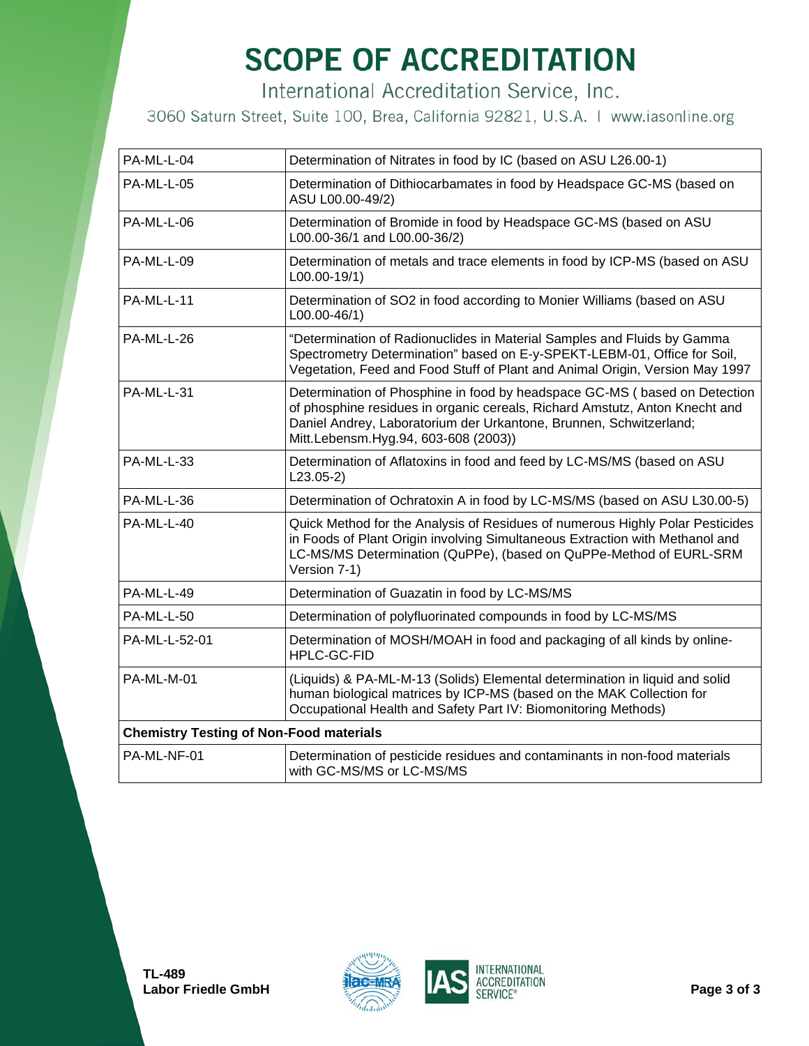# SCOPE OF ACCREDITATION

International Accreditation Service, Inc.

3060 Saturn Street, Suite 100, Brea, California 92821, U.S.A. | www.iasonline.org

| | |
|---|---|
| PA-ML-L-04 | Determination of Nitrates in food by IC (based on ASU L26.00-1) |
| PA-ML-L-05 | Determination of Dithiocarbamates in food by Headspace GC-MS (based on ASU L00.00-49/2) |
| PA-ML-L-06 | Determination of Bromide in food by Headspace GC-MS (based on ASU L00.00-36/1 and L00.00-36/2) |
| PA-ML-L-09 | Determination of metals and trace elements in food by ICP-MS (based on ASU L00.00-19/1) |
| PA-ML-L-11 | Determination of SO2 in food according to Monier Williams (based on ASU L00.00-46/1) |
| PA-ML-L-26 | "Determination of Radionuclides in Material Samples and Fluids by Gamma Spectrometry Determination" based on E-y-SPEKT-LEBM-01, Office for Soil, Vegetation, Feed and Food Stuff of Plant and Animal Origin, Version May 1997 |
| PA-ML-L-31 | Determination of Phosphine in food by headspace GC-MS ( based on Detection of phosphine residues in organic cereals, Richard Amstutz, Anton Knecht and Daniel Andrey, Laboratorium der Urkantone, Brunnen, Schwitzerland; Mitt.Lebensm.Hyg.94, 603-608 (2003)) |
| PA-ML-L-33 | Determination of Aflatoxins in food and feed by LC-MS/MS (based on ASU L23.05-2) |
| PA-ML-L-36 | Determination of Ochratoxin A in food by LC-MS/MS (based on ASU L30.00-5) |
| PA-ML-L-40 | Quick Method for the Analysis of Residues of numerous Highly Polar Pesticides in Foods of Plant Origin involving Simultaneous Extraction with Methanol and LC-MS/MS Determination (QuPPe), (based on QuPPe-Method of EURL-SRM Version 7-1) |
| PA-ML-L-49 | Determination of Guazatin in food by LC-MS/MS |
| PA-ML-L-50 | Determination of polyfluorinated compounds in food by LC-MS/MS |
| PA-ML-L-52-01 | Determination of MOSH/MOAH in food and packaging of all kinds by online-HPLC-GC-FID |
| PA-ML-M-01 | (Liquids) & PA-ML-M-13 (Solids) Elemental determination in liquid and solid human biological matrices by ICP-MS (based on the MAK Collection for Occupational Health and Safety Part IV: Biomonitoring Methods) |
| **Chemistry Testing of Non-Food materials** | |
| PA-ML-NF-01 | Determination of pesticide residues and contaminants in non-food materials with GC-MS/MS or LC-MS/MS |

**TL-489**
**Labor Friedle GmbH**